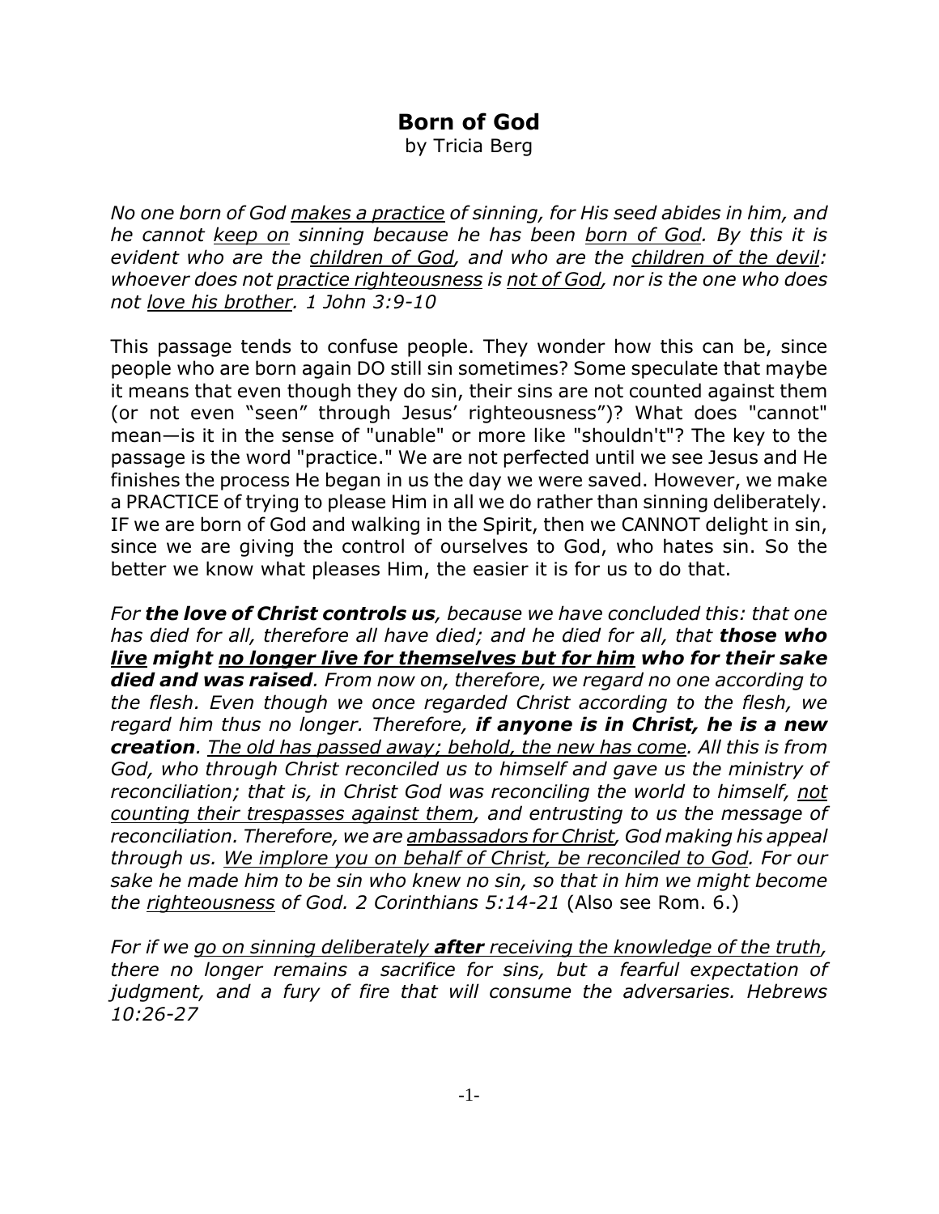# Born of God

by Tricia Berg

*No one born of God <u>makes a practice</u> of sinning, for His seed abides in him, and he cannot <u>keep on</u> sinning because he has been <u>born of God</u>. By this it is evident who are the <u>children of God</u>, and who are the <u>children of the devil</u>: whoever does not <u>practice righteousness</u> is <u>not of God</u>, nor is the one who does not <u>love his brother</u>. 1 John 3:9-10*

This passage tends to confuse people. They wonder how this can be, since people who are born again DO still sin sometimes? Some speculate that maybe it means that even though they do sin, their sins are not counted against them (or not even "seen" through Jesus' righteousness")? What does "cannot" mean—is it in the sense of "unable" or more like "shouldn't"? The key to the passage is the word "practice." We are not perfected until we see Jesus and He finishes the process He began in us the day we were saved. However, we make a PRACTICE of trying to please Him in all we do rather than sinning deliberately. IF we are born of God and walking in the Spirit, then we CANNOT delight in sin, since we are giving the control of ourselves to God, who hates sin. So the better we know what pleases Him, the easier it is for us to do that.

*For **the love of Christ controls us**, because we have concluded this: that one has died for all, therefore all have died; and he died for all, that **those who <u>live</u> might <u>no longer live for themselves but for him</u> who for their sake died and was raised**. From now on, therefore, we regard no one according to the flesh. Even though we once regarded Christ according to the flesh, we regard him thus no longer. Therefore, **if anyone is in Christ, he is a new creation**. <u>The old has passed away; behold, the new has come</u>. All this is from God, who through Christ reconciled us to himself and gave us the ministry of reconciliation; that is, in Christ God was reconciling the world to himself, <u>not counting their trespasses against them</u>, and entrusting to us the message of reconciliation. Therefore, we are <u>ambassadors for Christ</u>, God making his appeal through us. <u>We implore you on behalf of Christ, be reconciled to God</u>. For our sake he made him to be sin who knew no sin, so that in him we might become the <u>righteousness</u> of God. 2 Corinthians 5:14-21* (Also see Rom. 6.)

*For if we <u>go on sinning deliberately</u> **<u>after</u>** <u>receiving the knowledge of the truth</u>, there no longer remains a sacrifice for sins, but a fearful expectation of judgment, and a fury of fire that will consume the adversaries. Hebrews 10:26-27*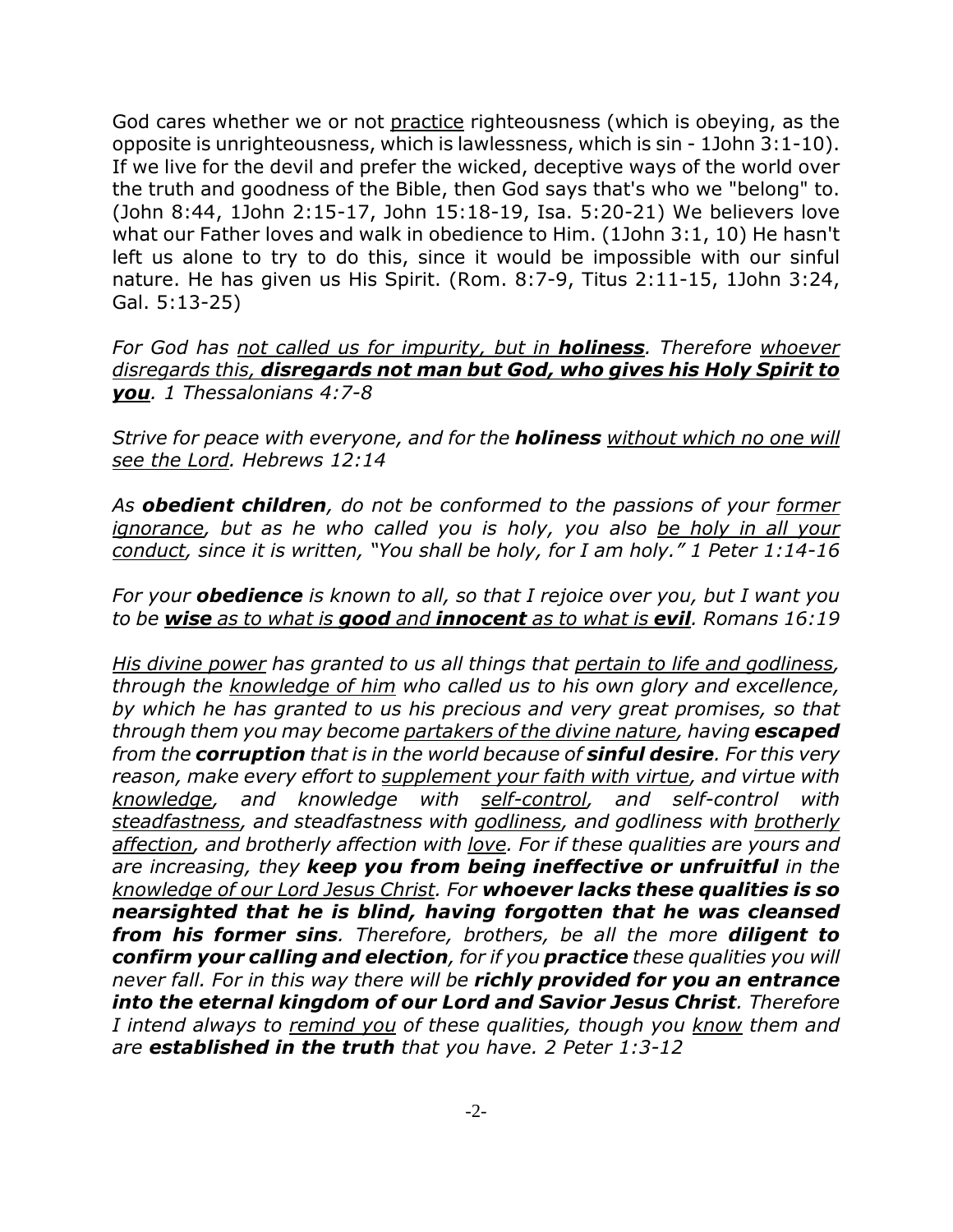God cares whether we or not <u>practice</u> righteousness (which is obeying, as the opposite is unrighteousness, which is lawlessness, which is sin - 1John 3:1-10). If we live for the devil and prefer the wicked, deceptive ways of the world over the truth and goodness of the Bible, then God says that's who we "belong" to. (John 8:44, 1John 2:15-17, John 15:18-19, Isa. 5:20-21) We believers love what our Father loves and walk in obedience to Him. (1John 3:1, 10) He hasn't left us alone to try to do this, since it would be impossible with our sinful nature. He has given us His Spirit. (Rom. 8:7-9, Titus 2:11-15, 1John 3:24, Gal. 5:13-25)

*For God has <u>not called us for impurity, but in **holiness**</u>. Therefore <u>whoever disregards this, **disregards not man but God, who gives his Holy Spirit to you**</u>. 1 Thessalonians 4:7-8*

*Strive for peace with everyone, and for the **holiness** <u>without which no one will see the Lord</u>. Hebrews 12:14*

*As **obedient children**, do not be conformed to the passions of your <u>former ignorance</u>, but as he who called you is holy, you also <u>be holy in all your conduct</u>, since it is written, "You shall be holy, for I am holy." 1 Peter 1:14-16*

*For your **obedience** is known to all, so that I rejoice over you, but I want you to be <u>**wise** as to what is **good** and **innocent** as to what is **evil**</u>. Romans 16:19*

*<u>His divine power</u> has granted to us all things that <u>pertain to life and godliness</u>, through the <u>knowledge of him</u> who called us to his own glory and excellence, by which he has granted to us his precious and very great promises, so that through them you may become <u>partakers of the divine nature</u>, having **escaped** from the **corruption** that is in the world because of **sinful desire**. For this very reason, make every effort to <u>supplement your faith with virtue</u>, and virtue with <u>knowledge</u>, and knowledge with <u>self-control</u>, and self-control with <u>steadfastness</u>, and steadfastness with <u>godliness</u>, and godliness with <u>brotherly affection</u>, and brotherly affection with <u>love</u>. For if these qualities are yours and are increasing, they **keep you from being ineffective or unfruitful** in the <u>knowledge of our Lord Jesus Christ</u>. For **whoever lacks these qualities is so nearsighted that he is blind, having forgotten that he was cleansed from his former sins**. Therefore, brothers, be all the more **diligent to confirm your calling and election**, for if you **practice** these qualities you will never fall. For in this way there will be **richly provided for you an entrance into the eternal kingdom of our Lord and Savior Jesus Christ**. Therefore I intend always to <u>remind you</u> of these qualities, though you <u>know</u> them and are **established in the truth** that you have. 2 Peter 1:3-12*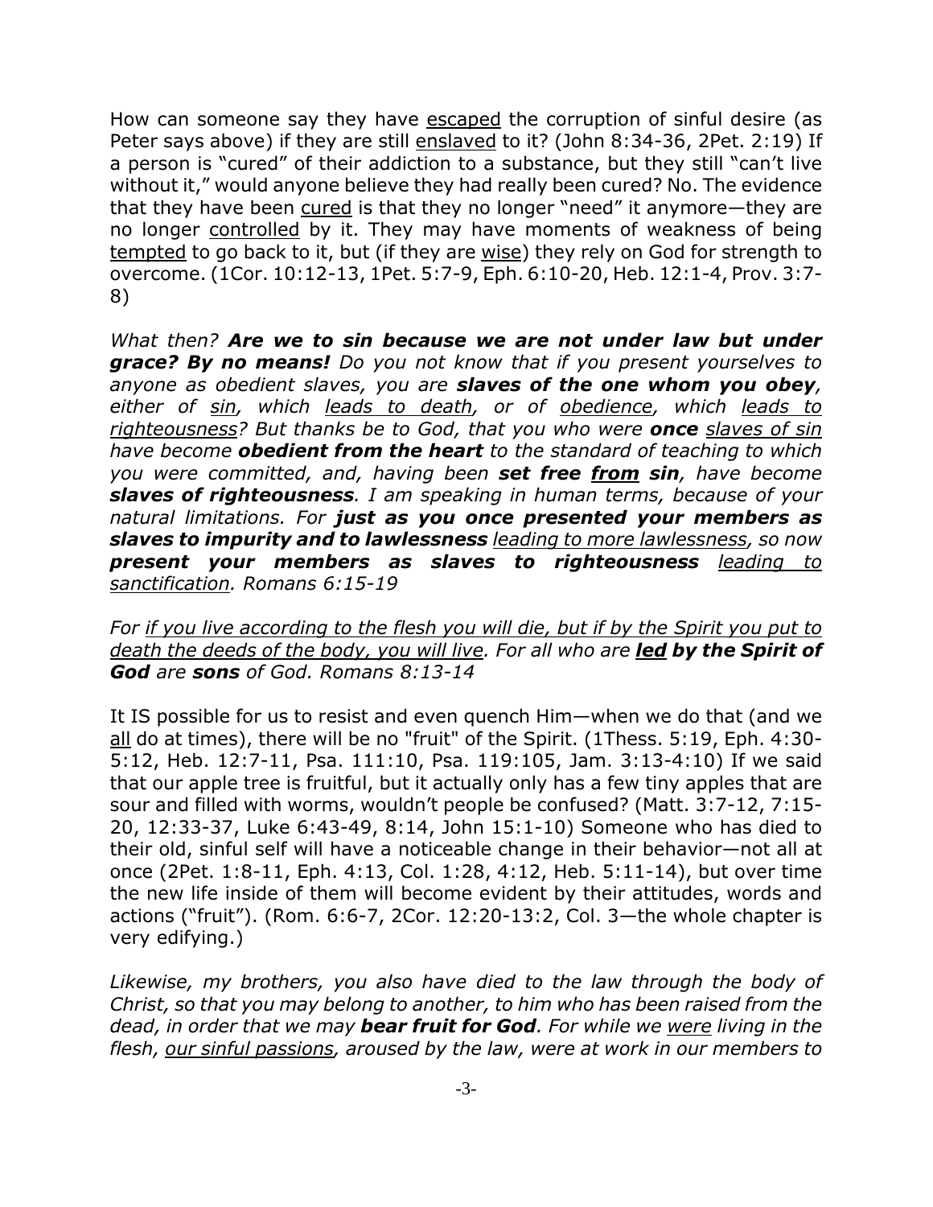How can someone say they have <u>escaped</u> the corruption of sinful desire (as Peter says above) if they are still <u>enslaved</u> to it? (John 8:34-36, 2Pet. 2:19) If a person is "cured" of their addiction to a substance, but they still "can't live without it," would anyone believe they had really been cured? No. The evidence that they have been <u>cured</u> is that they no longer "need" it anymore—they are no longer <u>controlled</u> by it. They may have moments of weakness of being <u>tempted</u> to go back to it, but (if they are <u>wise</u>) they rely on God for strength to overcome. (1Cor. 10:12-13, 1Pet. 5:7-9, Eph. 6:10-20, Heb. 12:1-4, Prov. 3:7-8)

*What then? **Are we to sin because we are not under law but under grace? By no means!** Do you not know that if you present yourselves to anyone as obedient slaves, you are **slaves of the one whom you obey**, either of <u>sin</u>, which <u>leads to death</u>, or of <u>obedience</u>, which <u>leads to righteousness</u>? But thanks be to God, that you who were **once** <u>slaves of sin</u> have become **obedient from the heart** to the standard of teaching to which you were committed, and, having been **set free <u>from</u> sin**, have become **slaves of righteousness**. I am speaking in human terms, because of your natural limitations. For **just as you once presented your members as slaves to impurity and to lawlessness** <u>leading to more lawlessness</u>, so now **present your members as slaves to righteousness** <u>leading to sanctification</u>. Romans 6:15-19*

*For <u>if you live according to the flesh you will die, but if by the Spirit you put to death the deeds of the body, you will live</u>. For all who are **<u>led</u> by the Spirit of God** are **sons** of God. Romans 8:13-14*

It IS possible for us to resist and even quench Him—when we do that (and we <u>all</u> do at times), there will be no "fruit" of the Spirit. (1Thess. 5:19, Eph. 4:30-5:12, Heb. 12:7-11, Psa. 111:10, Psa. 119:105, Jam. 3:13-4:10) If we said that our apple tree is fruitful, but it actually only has a few tiny apples that are sour and filled with worms, wouldn't people be confused? (Matt. 3:7-12, 7:15-20, 12:33-37, Luke 6:43-49, 8:14, John 15:1-10) Someone who has died to their old, sinful self will have a noticeable change in their behavior—not all at once (2Pet. 1:8-11, Eph. 4:13, Col. 1:28, 4:12, Heb. 5:11-14), but over time the new life inside of them will become evident by their attitudes, words and actions ("fruit"). (Rom. 6:6-7, 2Cor. 12:20-13:2, Col. 3—the whole chapter is very edifying.)

*Likewise, my brothers, you also have died to the law through the body of Christ, so that you may belong to another, to him who has been raised from the dead, in order that we may **bear fruit for God**. For while we <u>were</u> living in the flesh, <u>our sinful passions</u>, aroused by the law, were at work in our members to*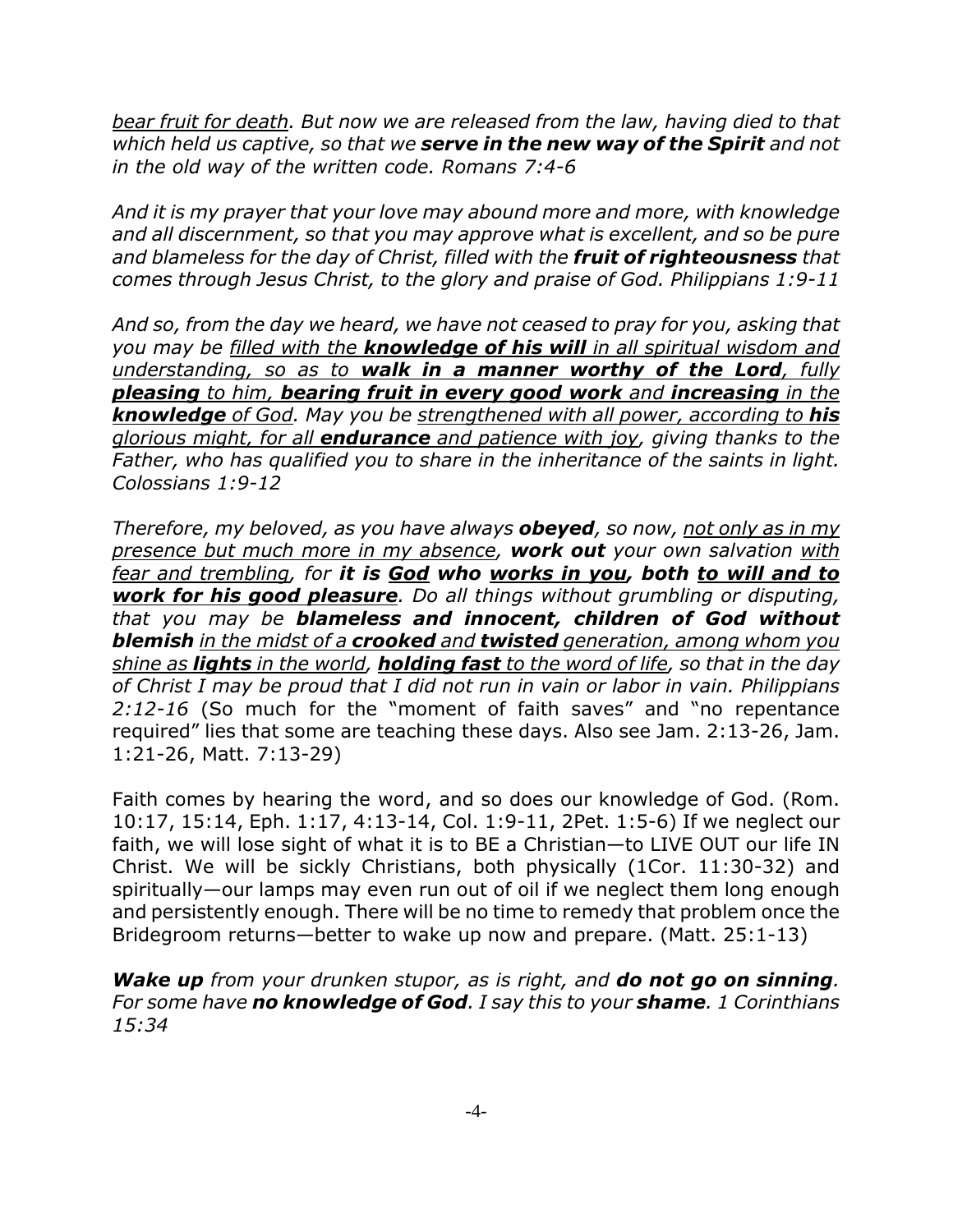*<u>bear fruit for death</u>. But now we are released from the law, having died to that which held us captive, so that we **serve in the new way of the Spirit** and not in the old way of the written code. Romans 7:4-6*

*And it is my prayer that your love may abound more and more, with knowledge and all discernment, so that you may approve what is excellent, and so be pure and blameless for the day of Christ, filled with the **fruit of righteousness** that comes through Jesus Christ, to the glory and praise of God. Philippians 1:9-11*

*And so, from the day we heard, we have not ceased to pray for you, asking that you may be <u>filled with the **knowledge of his will** in all spiritual wisdom and understanding, so as to **walk in a manner worthy of the Lord**, fully **pleasing** to him, **bearing fruit in every good work** and **increasing** in the **knowledge** of God</u>. May you be <u>strengthened with all power, according to **his** glorious might, for all **endurance** and patience with joy</u>, giving thanks to the Father, who has qualified you to share in the inheritance of the saints in light. Colossians 1:9-12*

*Therefore, my beloved, as you have always **obeyed**, so now, <u>not only as in my presence but much more in my absence</u>, **work out** your own salvation <u>with fear and trembling</u>, for **it is <u>God</u> who <u>works in you</u>, both <u>to will and to work for his good pleasure</u>**. Do all things without grumbling or disputing, that you may be **blameless and innocent, children of God without blemish** <u>in the midst of a **crooked** and **twisted** generation, among whom you shine as **lights** in the world, **holding fast** to the word of life</u>, so that in the day of Christ I may be proud that I did not run in vain or labor in vain. Philippians 2:12-16* (So much for the "moment of faith saves" and "no repentance required" lies that some are teaching these days. Also see Jam. 2:13-26, Jam. 1:21-26, Matt. 7:13-29)

Faith comes by hearing the word, and so does our knowledge of God. (Rom. 10:17, 15:14, Eph. 1:17, 4:13-14, Col. 1:9-11, 2Pet. 1:5-6) If we neglect our faith, we will lose sight of what it is to BE a Christian—to LIVE OUT our life IN Christ. We will be sickly Christians, both physically (1Cor. 11:30-32) and spiritually—our lamps may even run out of oil if we neglect them long enough and persistently enough. There will be no time to remedy that problem once the Bridegroom returns—better to wake up now and prepare. (Matt. 25:1-13)

***Wake up** from your drunken stupor, as is right, and **do not go on sinning**. For some have **no knowledge of God**. I say this to your **shame**. 1 Corinthians 15:34*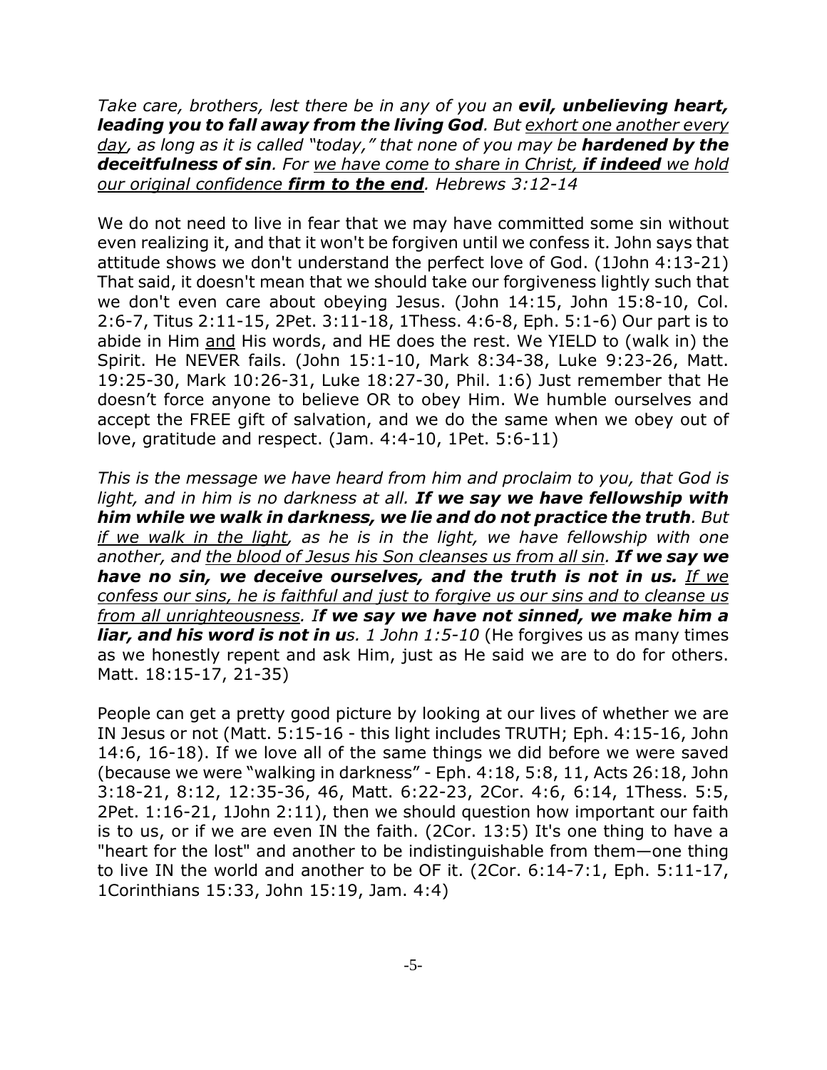*Take care, brothers, lest there be in any of you an **evil, unbelieving heart, leading you to fall away from the living God**. But <u>exhort one another every day</u>, as long as it is called "today," that none of you may be **hardened by the deceitfulness of sin**. For <u>we have come to share in Christ, **if indeed** we hold our original confidence **firm to the end**</u>. Hebrews 3:12-14*

We do not need to live in fear that we may have committed some sin without even realizing it, and that it won't be forgiven until we confess it. John says that attitude shows we don't understand the perfect love of God. (1John 4:13-21) That said, it doesn't mean that we should take our forgiveness lightly such that we don't even care about obeying Jesus. (John 14:15, John 15:8-10, Col. 2:6-7, Titus 2:11-15, 2Pet. 3:11-18, 1Thess. 4:6-8, Eph. 5:1-6) Our part is to abide in Him <u>and</u> His words, and HE does the rest. We YIELD to (walk in) the Spirit. He NEVER fails. (John 15:1-10, Mark 8:34-38, Luke 9:23-26, Matt. 19:25-30, Mark 10:26-31, Luke 18:27-30, Phil. 1:6) Just remember that He doesn't force anyone to believe OR to obey Him. We humble ourselves and accept the FREE gift of salvation, and we do the same when we obey out of love, gratitude and respect. (Jam. 4:4-10, 1Pet. 5:6-11)

*This is the message we have heard from him and proclaim to you, that God is light, and in him is no darkness at all. **If we say we have fellowship with him while we walk in darkness, we lie and do not practice the truth**. But <u>if we walk in the light</u>, as he is in the light, we have fellowship with one another, and <u>the blood of Jesus his Son cleanses us from all sin</u>. **If we say we have no sin, we deceive ourselves, and the truth is not in us.** <u>If we confess our sins, he is faithful and just to forgive us our sins and to cleanse us from all unrighteousness</u>. I**f we say we have not sinned, we make him a liar, and his word is not in u**s. 1 John 1:5-10* (He forgives us as many times as we honestly repent and ask Him, just as He said we are to do for others. Matt. 18:15-17, 21-35)

People can get a pretty good picture by looking at our lives of whether we are IN Jesus or not (Matt. 5:15-16 - this light includes TRUTH; Eph. 4:15-16, John 14:6, 16-18). If we love all of the same things we did before we were saved (because we were "walking in darkness" - Eph. 4:18, 5:8, 11, Acts 26:18, John 3:18-21, 8:12, 12:35-36, 46, Matt. 6:22-23, 2Cor. 4:6, 6:14, 1Thess. 5:5, 2Pet. 1:16-21, 1John 2:11), then we should question how important our faith is to us, or if we are even IN the faith. (2Cor. 13:5) It's one thing to have a "heart for the lost" and another to be indistinguishable from them—one thing to live IN the world and another to be OF it. (2Cor. 6:14-7:1, Eph. 5:11-17, 1Corinthians 15:33, John 15:19, Jam. 4:4)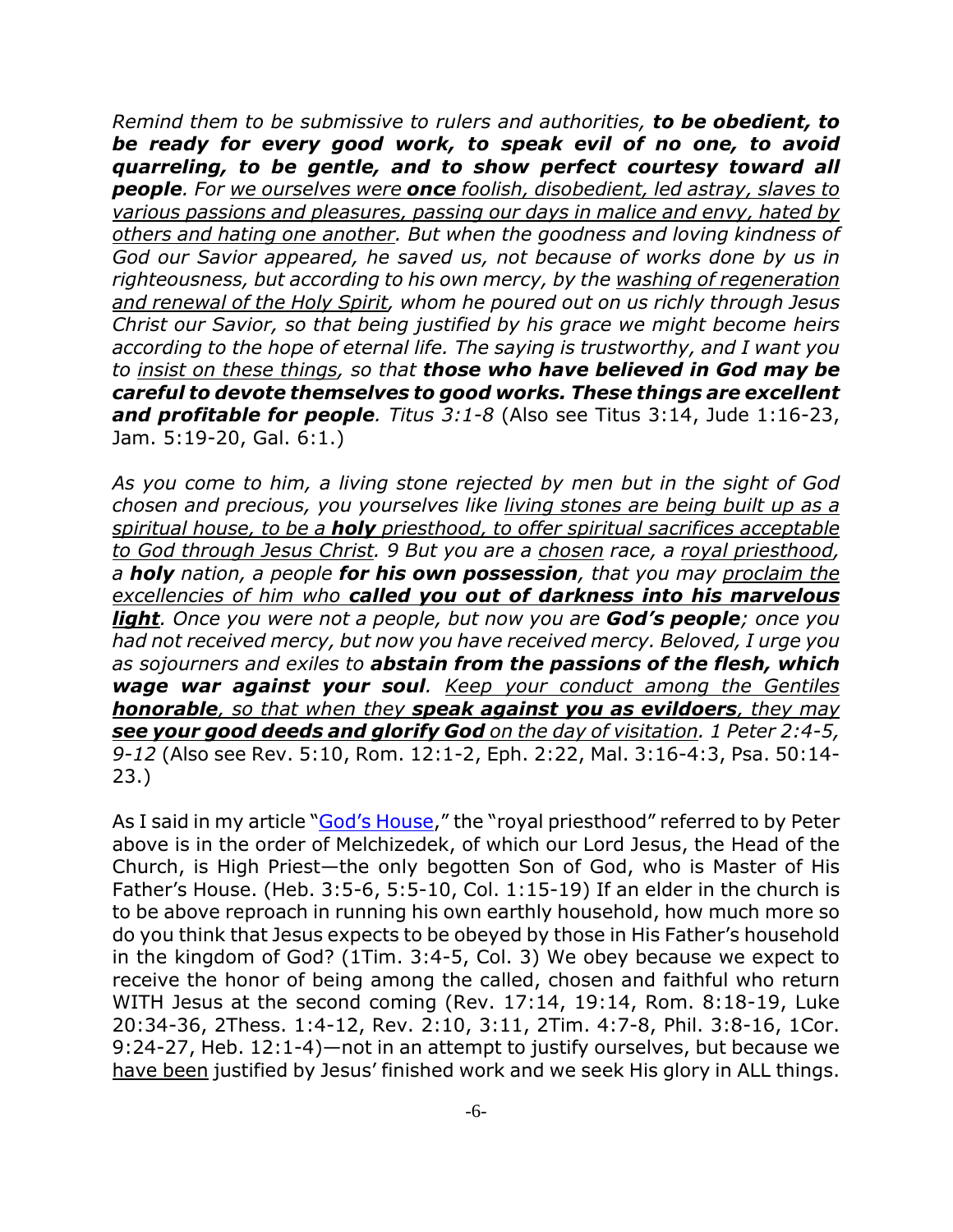*Remind them to be submissive to rulers and authorities, **to be obedient, to be ready for every good work, to speak evil of no one, to avoid quarreling, to be gentle, and to show perfect courtesy toward all people**. For <u>we ourselves were **once** foolish, disobedient, led astray, slaves to various passions and pleasures, passing our days in malice and envy, hated by others and hating one another</u>. But when the goodness and loving kindness of God our Savior appeared, he saved us, not because of works done by us in righteousness, but according to his own mercy, by the <u>washing of regeneration and renewal of the Holy Spirit</u>, whom he poured out on us richly through Jesus Christ our Savior, so that being justified by his grace we might become heirs according to the hope of eternal life. The saying is trustworthy, and I want you to <u>insist on these things</u>, so that **those who have believed in God may be careful to devote themselves to good works. These things are excellent and profitable for people**. Titus 3:1-8* (Also see Titus 3:14, Jude 1:16-23, Jam. 5:19-20, Gal. 6:1.)

*As you come to him, a living stone rejected by men but in the sight of God chosen and precious, you yourselves like <u>living stones are being built up as a spiritual house, to be a **holy** priesthood, to offer spiritual sacrifices acceptable to God through Jesus Christ</u>. 9 But you are a <u>chosen</u> race, a <u>royal priesthood</u>, a **holy** nation, a people **for his own possession**, that you may <u>proclaim the excellencies of him who **called you out of darkness into his marvelous light**</u>. Once you were not a people, but now you are **God's people**; once you had not received mercy, but now you have received mercy. Beloved, I urge you as sojourners and exiles to **abstain from the passions of the flesh, which wage war against your soul**. <u>Keep your conduct among the Gentiles **honorable**, so that when they **speak against you as evildoers**, they may **see your good deeds and glorify God** on the day of visitation</u>. 1 Peter 2:4-5, 9-12* (Also see Rev. 5:10, Rom. 12:1-2, Eph. 2:22, Mal. 3:16-4:3, Psa. 50:14-23.)

As I said in my article "[God's House](God's House)," the "royal priesthood" referred to by Peter above is in the order of Melchizedek, of which our Lord Jesus, the Head of the Church, is High Priest—the only begotten Son of God, who is Master of His Father's House. (Heb. 3:5-6, 5:5-10, Col. 1:15-19) If an elder in the church is to be above reproach in running his own earthly household, how much more so do you think that Jesus expects to be obeyed by those in His Father's household in the kingdom of God? (1Tim. 3:4-5, Col. 3) We obey because we expect to receive the honor of being among the called, chosen and faithful who return WITH Jesus at the second coming (Rev. 17:14, 19:14, Rom. 8:18-19, Luke 20:34-36, 2Thess. 1:4-12, Rev. 2:10, 3:11, 2Tim. 4:7-8, Phil. 3:8-16, 1Cor. 9:24-27, Heb. 12:1-4)—not in an attempt to justify ourselves, but because we <u>have been</u> justified by Jesus' finished work and we seek His glory in ALL things.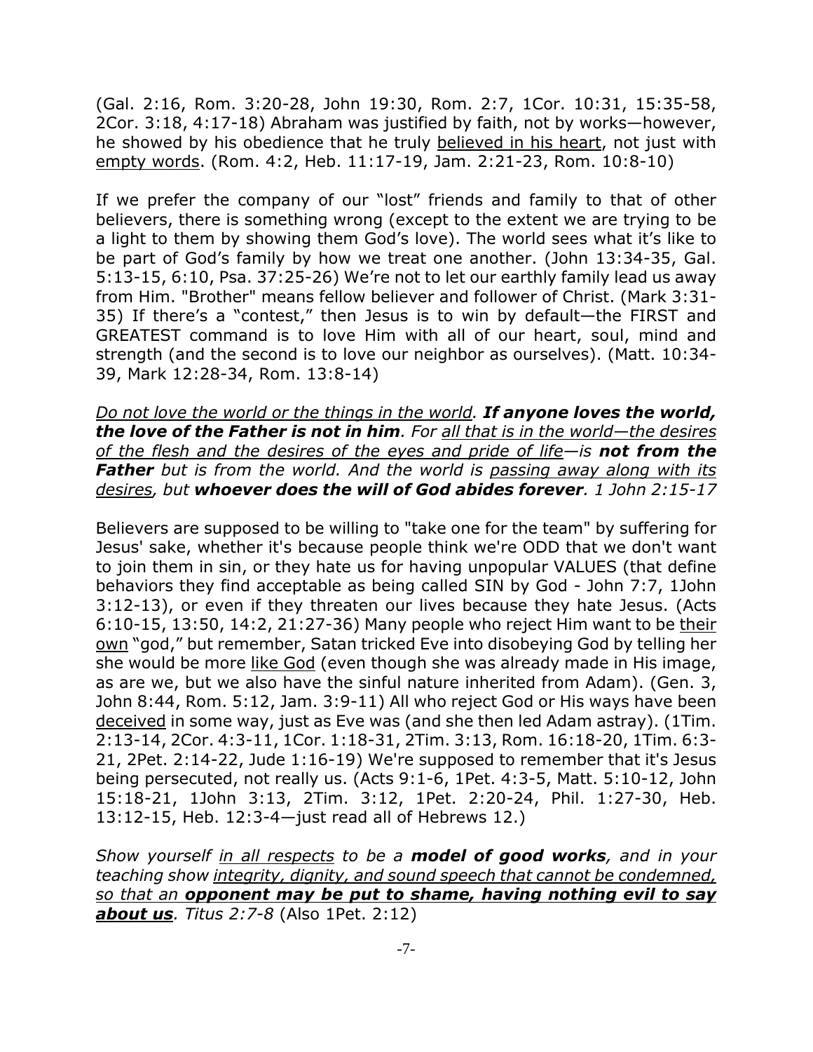(Gal. 2:16, Rom. 3:20-28, John 19:30, Rom. 2:7, 1Cor. 10:31, 15:35-58, 2Cor. 3:18, 4:17-18) Abraham was justified by faith, not by works—however, he showed by his obedience that he truly <u>believed in his heart</u>, not just with <u>empty words</u>. (Rom. 4:2, Heb. 11:17-19, Jam. 2:21-23, Rom. 10:8-10)

If we prefer the company of our "lost" friends and family to that of other believers, there is something wrong (except to the extent we are trying to be a light to them by showing them God's love). The world sees what it's like to be part of God's family by how we treat one another. (John 13:34-35, Gal. 5:13-15, 6:10, Psa. 37:25-26) We're not to let our earthly family lead us away from Him. "Brother" means fellow believer and follower of Christ. (Mark 3:31-35) If there's a "contest," then Jesus is to win by default—the FIRST and GREATEST command is to love Him with all of our heart, soul, mind and strength (and the second is to love our neighbor as ourselves). (Matt. 10:34-39, Mark 12:28-34, Rom. 13:8-14)

*<u>Do not love the world or the things in the world</u>.* ***If anyone loves the world, the love of the Father is not in him****. For <u>all that is in the world—the desires of the flesh and the desires of the eyes and pride of life</u>—is* ***not from the Father*** *but is from the world. And the world is <u>passing away along with its desires</u>, but* ***whoever does the will of God abides forever****. 1 John 2:15-17*

Believers are supposed to be willing to "take one for the team" by suffering for Jesus' sake, whether it's because people think we're ODD that we don't want to join them in sin, or they hate us for having unpopular VALUES (that define behaviors they find acceptable as being called SIN by God - John 7:7, 1John 3:12-13), or even if they threaten our lives because they hate Jesus. (Acts 6:10-15, 13:50, 14:2, 21:27-36) Many people who reject Him want to be <u>their own</u> "god," but remember, Satan tricked Eve into disobeying God by telling her she would be more <u>like God</u> (even though she was already made in His image, as are we, but we also have the sinful nature inherited from Adam). (Gen. 3, John 8:44, Rom. 5:12, Jam. 3:9-11) All who reject God or His ways have been <u>deceived</u> in some way, just as Eve was (and she then led Adam astray). (1Tim. 2:13-14, 2Cor. 4:3-11, 1Cor. 1:18-31, 2Tim. 3:13, Rom. 16:18-20, 1Tim. 6:3-21, 2Pet. 2:14-22, Jude 1:16-19) We're supposed to remember that it's Jesus being persecuted, not really us. (Acts 9:1-6, 1Pet. 4:3-5, Matt. 5:10-12, John 15:18-21, 1John 3:13, 2Tim. 3:12, 1Pet. 2:20-24, Phil. 1:27-30, Heb. 13:12-15, Heb. 12:3-4—just read all of Hebrews 12.)

*Show yourself <u>in all respects</u> to be a* ***model of good works****, and in your teaching show <u>integrity, dignity, and sound speech that cannot be condemned, so that an</u>* ***<u>opponent may be put to shame, having nothing evil to say about us</u>****. Titus 2:7-8* (Also 1Pet. 2:12)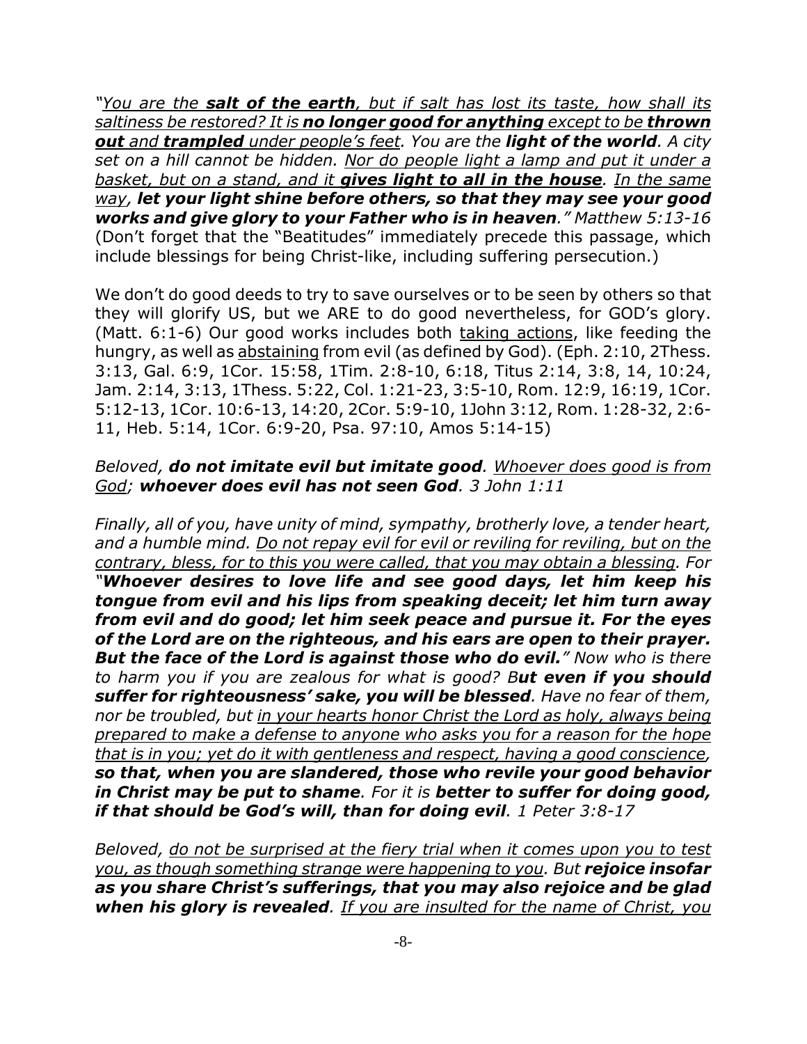*"You are the **salt of the earth**, but if salt has lost its taste, how shall its saltiness be restored? It is **no longer good for anything** except to be **thrown out** and **trampled** under people's feet. You are the **light of the world**. A city set on a hill cannot be hidden. Nor do people light a lamp and put it under a basket, but on a stand, and it **gives light to all in the house**. In the same way, **let your light shine before others, so that they may see your good works and give glory to your Father who is in heaven**." Matthew 5:13-16* (Don't forget that the "Beatitudes" immediately precede this passage, which include blessings for being Christ-like, including suffering persecution.)

We don't do good deeds to try to save ourselves or to be seen by others so that they will glorify US, but we ARE to do good nevertheless, for GOD's glory. (Matt. 6:1-6) Our good works includes both taking actions, like feeding the hungry, as well as abstaining from evil (as defined by God). (Eph. 2:10, 2Thess. 3:13, Gal. 6:9, 1Cor. 15:58, 1Tim. 2:8-10, 6:18, Titus 2:14, 3:8, 14, 10:24, Jam. 2:14, 3:13, 1Thess. 5:22, Col. 1:21-23, 3:5-10, Rom. 12:9, 16:19, 1Cor. 5:12-13, 1Cor. 10:6-13, 14:20, 2Cor. 5:9-10, 1John 3:12, Rom. 1:28-32, 2:6-11, Heb. 5:14, 1Cor. 6:9-20, Psa. 97:10, Amos 5:14-15)

*Beloved, **do not imitate evil but imitate good**. Whoever does good is from God; **whoever does evil has not seen God**. 3 John 1:11*

*Finally, all of you, have unity of mind, sympathy, brotherly love, a tender heart, and a humble mind. Do not repay evil for evil or reviling for reviling, but on the contrary, bless, for to this you were called, that you may obtain a blessing. For "**Whoever desires to love life and see good days, let him keep his tongue from evil and his lips from speaking deceit; let him turn away from evil and do good; let him seek peace and pursue it. For the eyes of the Lord are on the righteous, and his ears are open to their prayer. But the face of the Lord is against those who do evil.**" Now who is there to harm you if you are zealous for what is good? B**ut even if you should suffer for righteousness' sake, you will be blessed**. Have no fear of them, nor be troubled, but in your hearts honor Christ the Lord as holy, always being prepared to make a defense to anyone who asks you for a reason for the hope that is in you; yet do it with gentleness and respect, having a good conscience, **so that, when you are slandered, those who revile your good behavior in Christ may be put to shame**. For it is **better to suffer for doing good, if that should be God's will, than for doing evil**. 1 Peter 3:8-17*

*Beloved, do not be surprised at the fiery trial when it comes upon you to test you, as though something strange were happening to you. But **rejoice insofar as you share Christ's sufferings, that you may also rejoice and be glad when his glory is revealed**. If you are insulted for the name of Christ, you*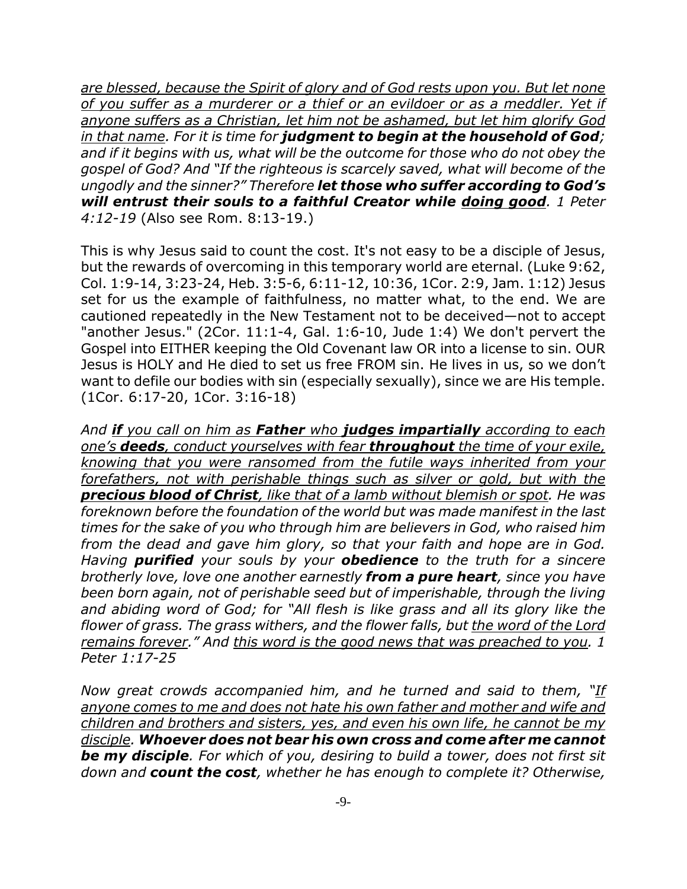*<u>are blessed, because the Spirit of glory and of God rests upon you. But let none of you suffer as a murderer or a thief or an evildoer or as a meddler. Yet if anyone suffers as a Christian, let him not be ashamed, but let him glorify God in that name</u>. For it is time for **judgment to begin at the household of God**; and if it begins with us, what will be the outcome for those who do not obey the gospel of God? And "If the righteous is scarcely saved, what will become of the ungodly and the sinner?" Therefore **let those who suffer according to God's will entrust their souls to a faithful Creator while <u>doing good</u>**. 1 Peter 4:12-19* (Also see Rom. 8:13-19.)

This is why Jesus said to count the cost. It's not easy to be a disciple of Jesus, but the rewards of overcoming in this temporary world are eternal. (Luke 9:62, Col. 1:9-14, 3:23-24, Heb. 3:5-6, 6:11-12, 10:36, 1Cor. 2:9, Jam. 1:12) Jesus set for us the example of faithfulness, no matter what, to the end. We are cautioned repeatedly in the New Testament not to be deceived—not to accept "another Jesus." (2Cor. 11:1-4, Gal. 1:6-10, Jude 1:4) We don't pervert the Gospel into EITHER keeping the Old Covenant law OR into a license to sin. OUR Jesus is HOLY and He died to set us free FROM sin. He lives in us, so we don't want to defile our bodies with sin (especially sexually), since we are His temple. (1Cor. 6:17-20, 1Cor. 3:16-18)

*And **<u>if</u>** <u>you call on him as **Father** who **judges impartially** according to each one's **deeds**, conduct yourselves with fear **throughout** the time of your exile, knowing that you were ransomed from the futile ways inherited from your forefathers, not with perishable things such as silver or gold, but with the **precious blood of Christ**, like that of a lamb without blemish or spot</u>. He was foreknown before the foundation of the world but was made manifest in the last times for the sake of you who through him are believers in God, who raised him from the dead and gave him glory, so that your faith and hope are in God. Having **purified** your souls by your **obedience** to the truth for a sincere brotherly love, love one another earnestly **from a pure heart**, since you have been born again, not of perishable seed but of imperishable, through the living and abiding word of God; for "All flesh is like grass and all its glory like the flower of grass. The grass withers, and the flower falls, but <u>the word of the Lord remains forever</u>." And <u>this word is the good news that was preached to you</u>. 1 Peter 1:17-25*

*Now great crowds accompanied him, and he turned and said to them, "<u>If anyone comes to me and does not hate his own father and mother and wife and children and brothers and sisters, yes, and even his own life, he cannot be my disciple</u>. **Whoever does not bear his own cross and come after me cannot be my disciple**. For which of you, desiring to build a tower, does not first sit down and **count the cost**, whether he has enough to complete it? Otherwise,*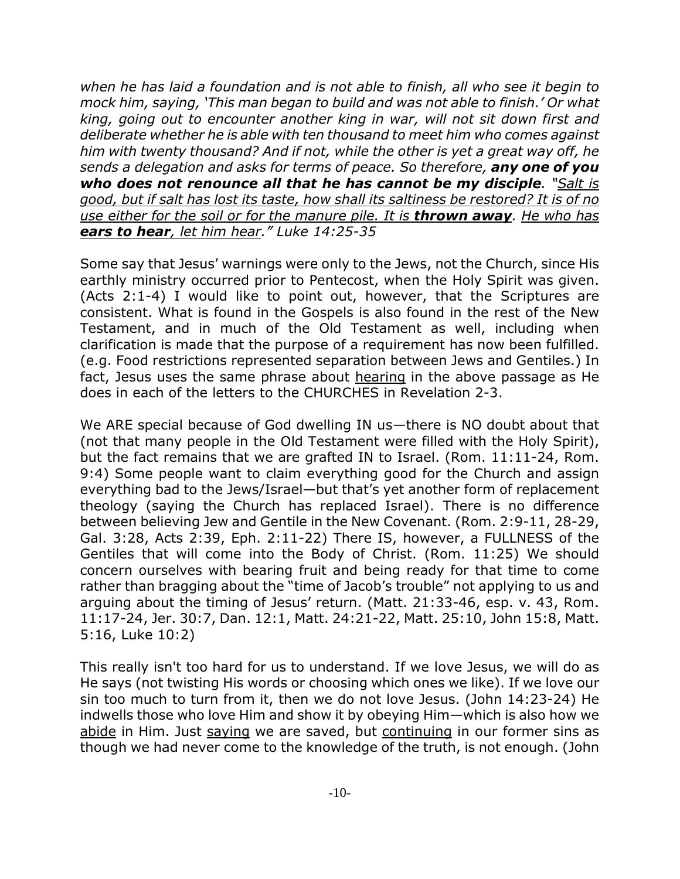*when he has laid a foundation and is not able to finish, all who see it begin to mock him, saying, 'This man began to build and was not able to finish.' Or what king, going out to encounter another king in war, will not sit down first and deliberate whether he is able with ten thousand to meet him who comes against him with twenty thousand? And if not, while the other is yet a great way off, he sends a delegation and asks for terms of peace. So therefore, **any one of you who does not renounce all that he has cannot be my disciple**. "<u>Salt is good, but if salt has lost its taste, how shall its saltiness be restored? It is of no use either for the soil or for the manure pile. It is **thrown away**.</u> <u>He who has **ears to hear**, let him hear</u>." Luke 14:25-35*

Some say that Jesus' warnings were only to the Jews, not the Church, since His earthly ministry occurred prior to Pentecost, when the Holy Spirit was given. (Acts 2:1-4) I would like to point out, however, that the Scriptures are consistent. What is found in the Gospels is also found in the rest of the New Testament, and in much of the Old Testament as well, including when clarification is made that the purpose of a requirement has now been fulfilled. (e.g. Food restrictions represented separation between Jews and Gentiles.) In fact, Jesus uses the same phrase about <u>hearing</u> in the above passage as He does in each of the letters to the CHURCHES in Revelation 2-3.

We ARE special because of God dwelling IN us—there is NO doubt about that (not that many people in the Old Testament were filled with the Holy Spirit), but the fact remains that we are grafted IN to Israel. (Rom. 11:11-24, Rom. 9:4) Some people want to claim everything good for the Church and assign everything bad to the Jews/Israel—but that's yet another form of replacement theology (saying the Church has replaced Israel). There is no difference between believing Jew and Gentile in the New Covenant. (Rom. 2:9-11, 28-29, Gal. 3:28, Acts 2:39, Eph. 2:11-22) There IS, however, a FULLNESS of the Gentiles that will come into the Body of Christ. (Rom. 11:25) We should concern ourselves with bearing fruit and being ready for that time to come rather than bragging about the "time of Jacob's trouble" not applying to us and arguing about the timing of Jesus' return. (Matt. 21:33-46, esp. v. 43, Rom. 11:17-24, Jer. 30:7, Dan. 12:1, Matt. 24:21-22, Matt. 25:10, John 15:8, Matt. 5:16, Luke 10:2)

This really isn't too hard for us to understand. If we love Jesus, we will do as He says (not twisting His words or choosing which ones we like). If we love our sin too much to turn from it, then we do not love Jesus. (John 14:23-24) He indwells those who love Him and show it by obeying Him—which is also how we <u>abide</u> in Him. Just <u>saying</u> we are saved, but <u>continuing</u> in our former sins as though we had never come to the knowledge of the truth, is not enough. (John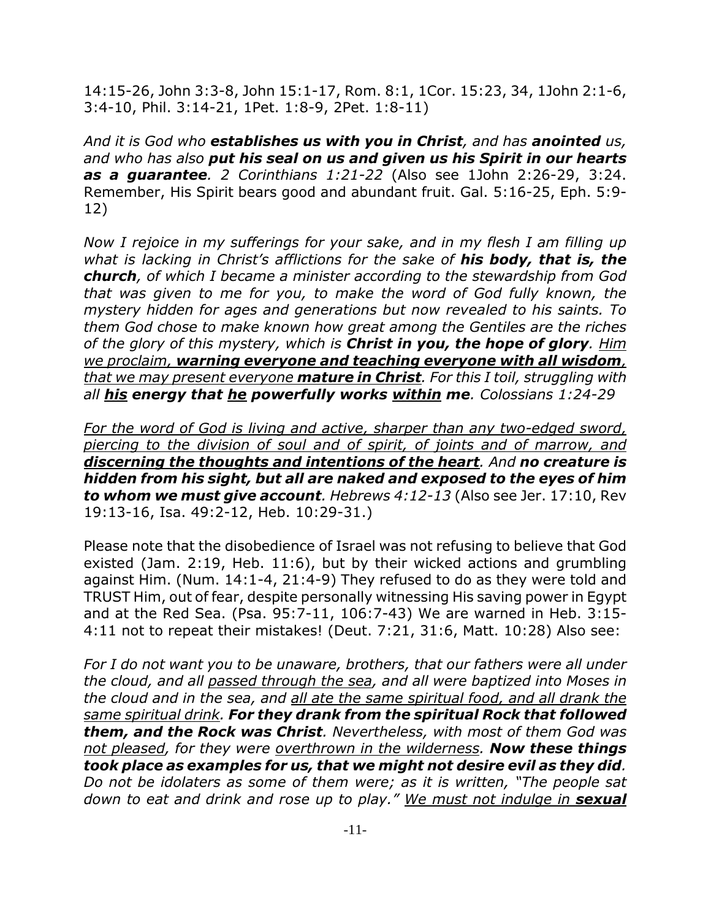14:15-26, John 3:3-8, John 15:1-17, Rom. 8:1, 1Cor. 15:23, 34, 1John 2:1-6, 3:4-10, Phil. 3:14-21, 1Pet. 1:8-9, 2Pet. 1:8-11)

*And it is God who **establishes us with you in Christ**, and has **anointed** us, and who has also **put his seal on us and given us his Spirit in our hearts as a guarantee**. 2 Corinthians 1:21-22* (Also see 1John 2:26-29, 3:24. Remember, His Spirit bears good and abundant fruit. Gal. 5:16-25, Eph. 5:9-12)

*Now I rejoice in my sufferings for your sake, and in my flesh I am filling up what is lacking in Christ's afflictions for the sake of **his body, that is, the church**, of which I became a minister according to the stewardship from God that was given to me for you, to make the word of God fully known, the mystery hidden for ages and generations but now revealed to his saints. To them God chose to make known how great among the Gentiles are the riches of the glory of this mystery, which is **Christ in you, the hope of glory**. <u>Him we proclaim, **warning everyone and teaching everyone with all wisdom**, that we may present everyone **mature in Christ**</u>. For this I toil, struggling with all <u>**his**</u> **energy that <u>he</u> powerfully works <u>within</u> me**. Colossians 1:24-29*

*<u>For the word of God is living and active, sharper than any two-edged sword, piercing to the division of soul and of spirit, of joints and of marrow, and **discerning the thoughts and intentions of the heart**</u>. And **no creature is hidden from his sight, but all are naked and exposed to the eyes of him to whom we must give account**. Hebrews 4:12-13* (Also see Jer. 17:10, Rev 19:13-16, Isa. 49:2-12, Heb. 10:29-31.)

Please note that the disobedience of Israel was not refusing to believe that God existed (Jam. 2:19, Heb. 11:6), but by their wicked actions and grumbling against Him. (Num. 14:1-4, 21:4-9) They refused to do as they were told and TRUST Him, out of fear, despite personally witnessing His saving power in Egypt and at the Red Sea. (Psa. 95:7-11, 106:7-43) We are warned in Heb. 3:15-4:11 not to repeat their mistakes! (Deut. 7:21, 31:6, Matt. 10:28) Also see:

*For I do not want you to be unaware, brothers, that our fathers were all under the cloud, and all <u>passed through the sea</u>, and all were baptized into Moses in the cloud and in the sea, and <u>all ate the same spiritual food, and all drank the same spiritual drink</u>. **For they drank from the spiritual Rock that followed them, and the Rock was Christ**. Nevertheless, with most of them God was <u>not pleased</u>, for they were <u>overthrown in the wilderness</u>. **Now these things took place as examples for us, that we might not desire evil as they did**. Do not be idolaters as some of them were; as it is written, "The people sat down to eat and drink and rose up to play." <u>We must not indulge in **sexual**</u>*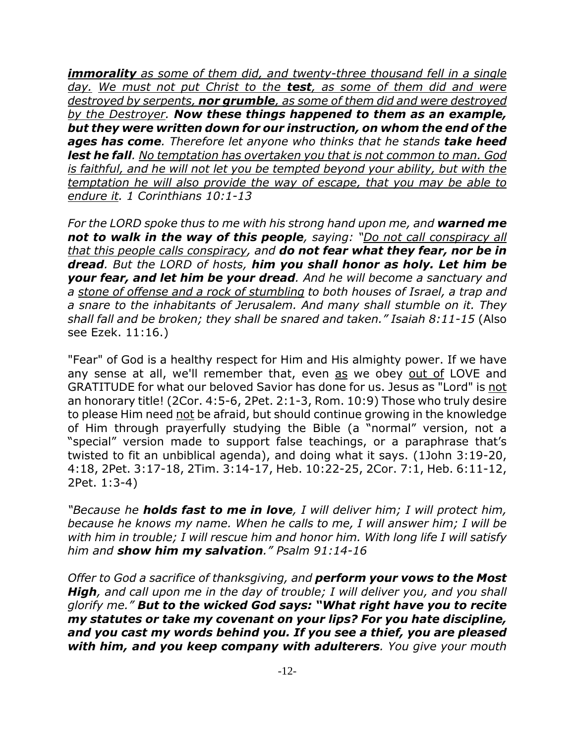*__immorality__ as some of them did, and twenty-three thousand fell in a single day.* *<u>We must not put Christ to the **test**, as some of them did and were destroyed by serpents, **nor grumble**, as some of them did and were destroyed by the Destroyer</u>. **Now these things happened to them as an example, but they were written down for our instruction, on whom the end of the ages has come**. Therefore let anyone who thinks that he stands **take heed lest he fall**. <u>No temptation has overtaken you that is not common to man. God is faithful, and he will not let you be tempted beyond your ability, but with the temptation he will also provide the way of escape, that you may be able to endure it</u>. 1 Corinthians 10:1-13*

*For the LORD spoke thus to me with his strong hand upon me, and **warned me not to walk in the way of this people**, saying: "<u>Do not call conspiracy all that this people calls conspiracy</u>, and **do not fear what they fear, nor be in dread**. But the LORD of hosts, **him you shall honor as holy. Let him be your fear, and let him be your dread**. And he will become a sanctuary and a <u>stone of offense and a rock of stumbling</u> to both houses of Israel, a trap and a snare to the inhabitants of Jerusalem. And many shall stumble on it. They shall fall and be broken; they shall be snared and taken." Isaiah 8:11-15* (Also see Ezek. 11:16.)

"Fear" of God is a healthy respect for Him and His almighty power. If we have any sense at all, we'll remember that, even <u>as</u> we obey <u>out of</u> LOVE and GRATITUDE for what our beloved Savior has done for us. Jesus as "Lord" is <u>not</u> an honorary title! (2Cor. 4:5-6, 2Pet. 2:1-3, Rom. 10:9) Those who truly desire to please Him need <u>not</u> be afraid, but should continue growing in the knowledge of Him through prayerfully studying the Bible (a "normal" version, not a "special" version made to support false teachings, or a paraphrase that's twisted to fit an unbiblical agenda), and doing what it says. (1John 3:19-20, 4:18, 2Pet. 3:17-18, 2Tim. 3:14-17, Heb. 10:22-25, 2Cor. 7:1, Heb. 6:11-12, 2Pet. 1:3-4)

*"Because he **holds fast to me in love**, I will deliver him; I will protect him, because he knows my name. When he calls to me, I will answer him; I will be with him in trouble; I will rescue him and honor him. With long life I will satisfy him and **show him my salvation**." Psalm 91:14-16*

*Offer to God a sacrifice of thanksgiving, and **perform your vows to the Most High**, and call upon me in the day of trouble; I will deliver you, and you shall glorify me." **But to the wicked God says: "What right have you to recite my statutes or take my covenant on your lips? For you hate discipline, and you cast my words behind you. If you see a thief, you are pleased with him, and you keep company with adulterers**. You give your mouth*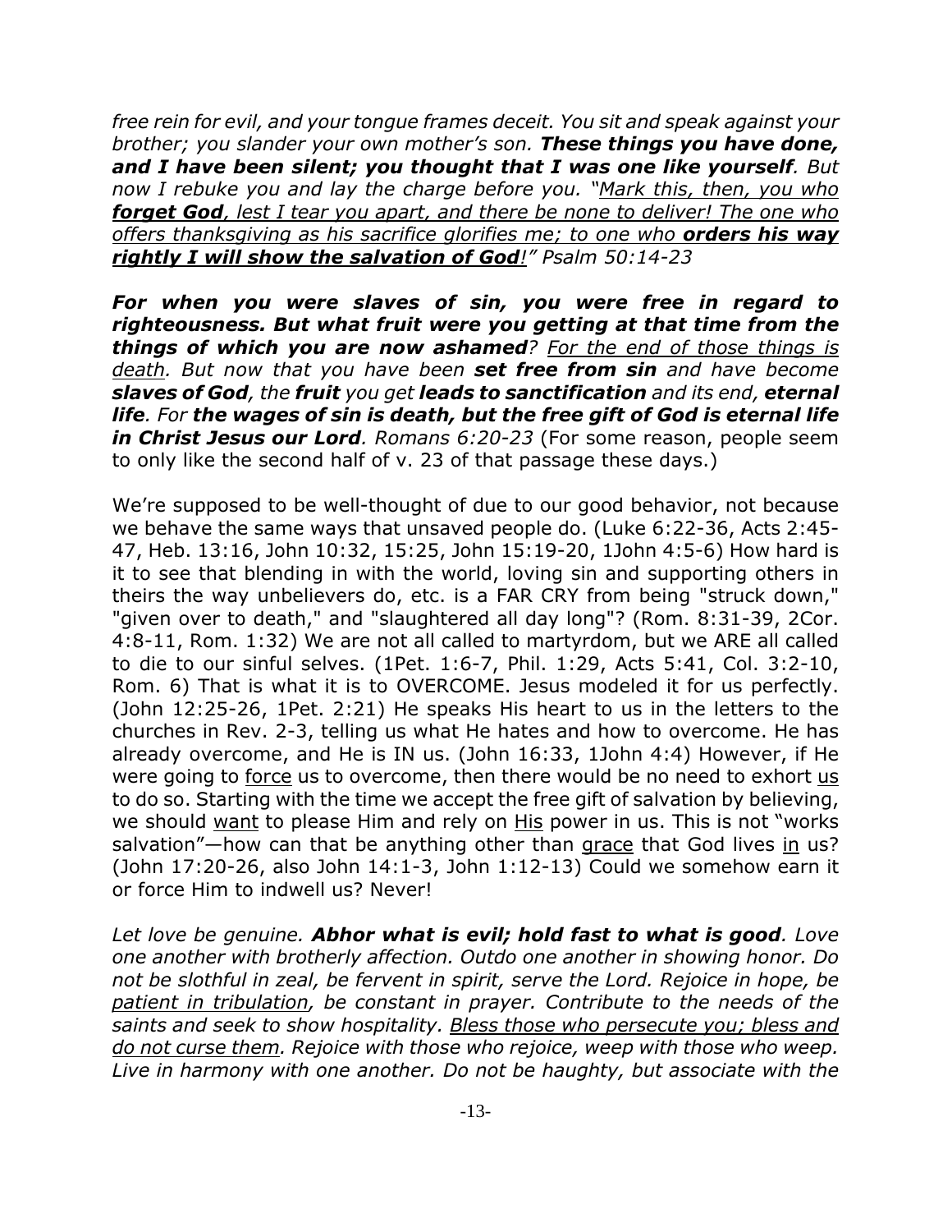*free rein for evil, and your tongue frames deceit. You sit and speak against your brother; you slander your own mother's son. **These things you have done, and I have been silent; you thought that I was one like yourself**. But now I rebuke you and lay the charge before you. "<u>Mark this, then, you who **forget God**, lest I tear you apart, and there be none to deliver! The one who offers thanksgiving as his sacrifice glorifies me; to one who **orders his way rightly I will show the salvation of God**</u>!" Psalm 50:14-23*

***For when you were slaves of sin, you were free in regard to righteousness. But what fruit were you getting at that time from the things of which you are now ashamed**? <u>For the end of those things is death</u>. But now that you have been **set free from sin** and have become **slaves of God**, the **fruit** you get **leads to sanctification** and its end, **eternal life**. For **the wages of sin is death, but the free gift of God is eternal life in Christ Jesus our Lord**. Romans 6:20-23* (For some reason, people seem to only like the second half of v. 23 of that passage these days.)

We're supposed to be well-thought of due to our good behavior, not because we behave the same ways that unsaved people do. (Luke 6:22-36, Acts 2:45-47, Heb. 13:16, John 10:32, 15:25, John 15:19-20, 1John 4:5-6) How hard is it to see that blending in with the world, loving sin and supporting others in theirs the way unbelievers do, etc. is a FAR CRY from being "struck down," "given over to death," and "slaughtered all day long"? (Rom. 8:31-39, 2Cor. 4:8-11, Rom. 1:32) We are not all called to martyrdom, but we ARE all called to die to our sinful selves. (1Pet. 1:6-7, Phil. 1:29, Acts 5:41, Col. 3:2-10, Rom. 6) That is what it is to OVERCOME. Jesus modeled it for us perfectly. (John 12:25-26, 1Pet. 2:21) He speaks His heart to us in the letters to the churches in Rev. 2-3, telling us what He hates and how to overcome. He has already overcome, and He is IN us. (John 16:33, 1John 4:4) However, if He were going to <u>force</u> us to overcome, then there would be no need to exhort <u>us</u> to do so. Starting with the time we accept the free gift of salvation by believing, we should <u>want</u> to please Him and rely on <u>His</u> power in us. This is not "works salvation"—how can that be anything other than <u>grace</u> that God lives <u>in</u> us? (John 17:20-26, also John 14:1-3, John 1:12-13) Could we somehow earn it or force Him to indwell us? Never!

*Let love be genuine. **Abhor what is evil; hold fast to what is good**. Love one another with brotherly affection. Outdo one another in showing honor. Do not be slothful in zeal, be fervent in spirit, serve the Lord. Rejoice in hope, be <u>patient in tribulation</u>, be constant in prayer. Contribute to the needs of the saints and seek to show hospitality. <u>Bless those who persecute you; bless and do not curse them</u>. Rejoice with those who rejoice, weep with those who weep. Live in harmony with one another. Do not be haughty, but associate with the*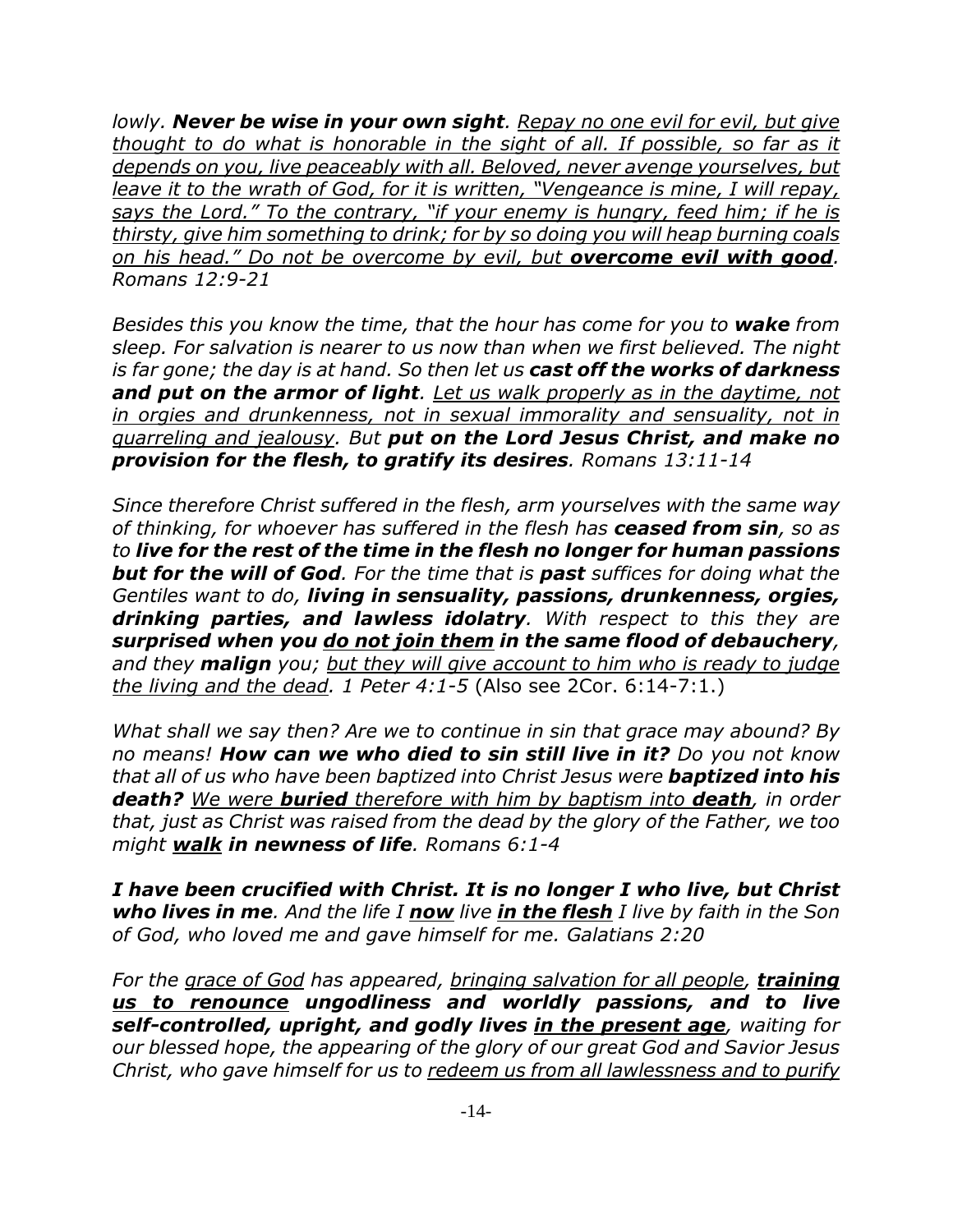*lowly.* ***Never be wise in your own sight****.* *<u>Repay no one evil for evil, but give thought to do what is honorable in the sight of all. If possible, so far as it depends on you, live peaceably with all. Beloved, never avenge yourselves, but leave it to the wrath of God, for it is written, "Vengeance is mine, I will repay, says the Lord." To the contrary, "if your enemy is hungry, feed him; if he is thirsty, give him something to drink; for by so doing you will heap burning coals on his head." Do not be overcome by evil, but</u>* ***<u>overcome evil with good</u>****.* *Romans 12:9-21*

*Besides this you know the time, that the hour has come for you to* ***wake*** *from sleep. For salvation is nearer to us now than when we first believed. The night is far gone; the day is at hand. So then let us* ***cast off the works of darkness and put on the armor of light****.* *<u>Let us walk properly as in the daytime, not in orgies and drunkenness, not in sexual immorality and sensuality, not in quarreling and jealousy</u>. But* ***put on the Lord Jesus Christ, and make no provision for the flesh, to gratify its desires****.* *Romans 13:11-14*

*Since therefore Christ suffered in the flesh, arm yourselves with the same way of thinking, for whoever has suffered in the flesh has* ***ceased from sin****, so as to* ***live for the rest of the time in the flesh no longer for human passions but for the will of God****. For the time that is* ***past*** *suffices for doing what the Gentiles want to do,* ***living in sensuality, passions, drunkenness, orgies, drinking parties, and lawless idolatry****. With respect to this they are* ***surprised when you <u>do not join them</u> in the same flood of debauchery****, and they* ***malign*** *you; <u>but they will give account to him who is ready to judge the living and the dead</u>. 1 Peter 4:1-5* (Also see 2Cor. 6:14-7:1.)

*What shall we say then? Are we to continue in sin that grace may abound? By no means!* ***How can we who died to sin still live in it?*** *Do you not know that all of us who have been baptized into Christ Jesus were* ***baptized into his death?*** *<u>We were</u>* ***<u>buried</u>*** *<u>therefore with him by baptism into</u>* ***<u>death</u>****, in order that, just as Christ was raised from the dead by the glory of the Father, we too might* ***<u>walk</u> in newness of life****. Romans 6:1-4*

***I have been crucified with Christ. It is no longer I who live, but Christ who lives in me****. And the life I* ***<u>now</u>*** *live* ***<u>in the flesh</u>*** *I live by faith in the Son of God, who loved me and gave himself for me. Galatians 2:20*

*For the <u>grace of God</u> has appeared, <u>bringing salvation for all people</u>,* ***<u>training us to renounce</u> ungodliness and worldly passions, and to live self-controlled, upright, and godly lives <u>in the present age</u>****, waiting for our blessed hope, the appearing of the glory of our great God and Savior Jesus Christ, who gave himself for us to <u>redeem us from all lawlessness and to purify</u>*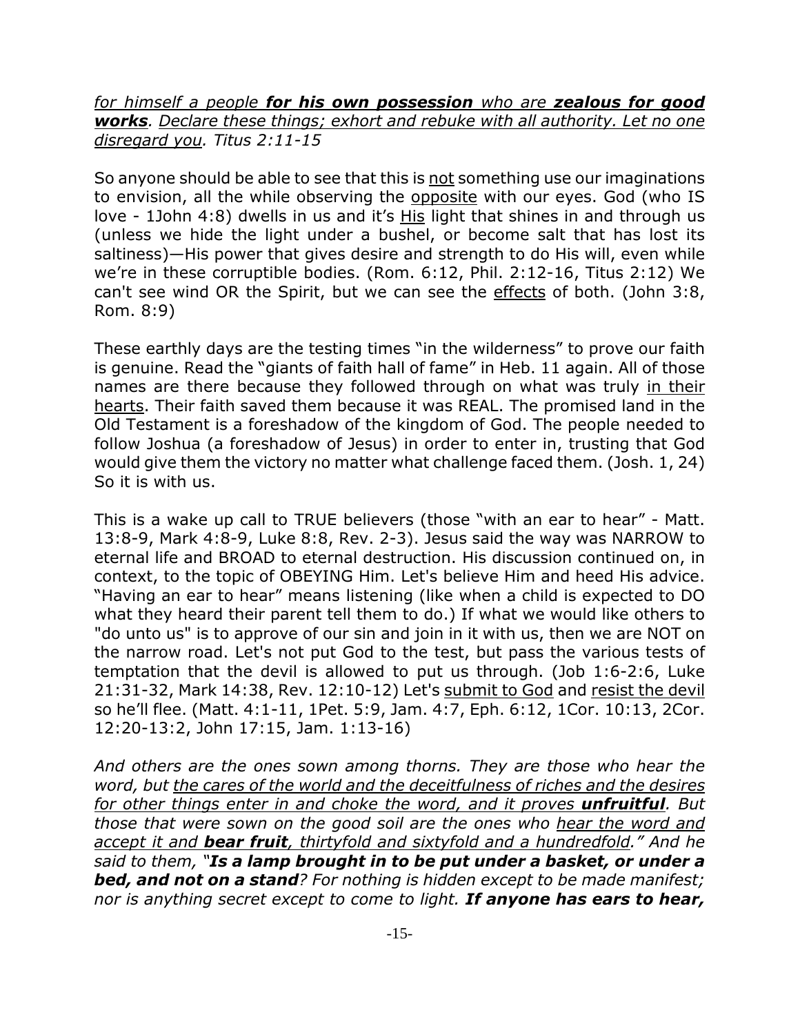*for himself a people **for his own possession** who are **zealous for good works**. Declare these things; exhort and rebuke with all authority. Let no one disregard you. Titus 2:11-15*

So anyone should be able to see that this is not something use our imaginations to envision, all the while observing the opposite with our eyes. God (who IS love - 1John 4:8) dwells in us and it's His light that shines in and through us (unless we hide the light under a bushel, or become salt that has lost its saltiness)—His power that gives desire and strength to do His will, even while we're in these corruptible bodies. (Rom. 6:12, Phil. 2:12-16, Titus 2:12) We can't see wind OR the Spirit, but we can see the effects of both. (John 3:8, Rom. 8:9)

These earthly days are the testing times "in the wilderness" to prove our faith is genuine. Read the "giants of faith hall of fame" in Heb. 11 again. All of those names are there because they followed through on what was truly in their hearts. Their faith saved them because it was REAL. The promised land in the Old Testament is a foreshadow of the kingdom of God. The people needed to follow Joshua (a foreshadow of Jesus) in order to enter in, trusting that God would give them the victory no matter what challenge faced them. (Josh. 1, 24) So it is with us.

This is a wake up call to TRUE believers (those "with an ear to hear" - Matt. 13:8-9, Mark 4:8-9, Luke 8:8, Rev. 2-3). Jesus said the way was NARROW to eternal life and BROAD to eternal destruction. His discussion continued on, in context, to the topic of OBEYING Him. Let's believe Him and heed His advice. "Having an ear to hear" means listening (like when a child is expected to DO what they heard their parent tell them to do.) If what we would like others to "do unto us" is to approve of our sin and join in it with us, then we are NOT on the narrow road. Let's not put God to the test, but pass the various tests of temptation that the devil is allowed to put us through. (Job 1:6-2:6, Luke 21:31-32, Mark 14:38, Rev. 12:10-12) Let's submit to God and resist the devil so he'll flee. (Matt. 4:1-11, 1Pet. 5:9, Jam. 4:7, Eph. 6:12, 1Cor. 10:13, 2Cor. 12:20-13:2, John 17:15, Jam. 1:13-16)

*And others are the ones sown among thorns. They are those who hear the word, but the cares of the world and the deceitfulness of riches and the desires for other things enter in and choke the word, and it proves **unfruitful**. But those that were sown on the good soil are the ones who hear the word and accept it and **bear fruit**, thirtyfold and sixtyfold and a hundredfold." And he said to them, "**Is a lamp brought in to be put under a basket, or under a bed, and not on a stand**? For nothing is hidden except to be made manifest; nor is anything secret except to come to light. **If anyone has ears to hear,***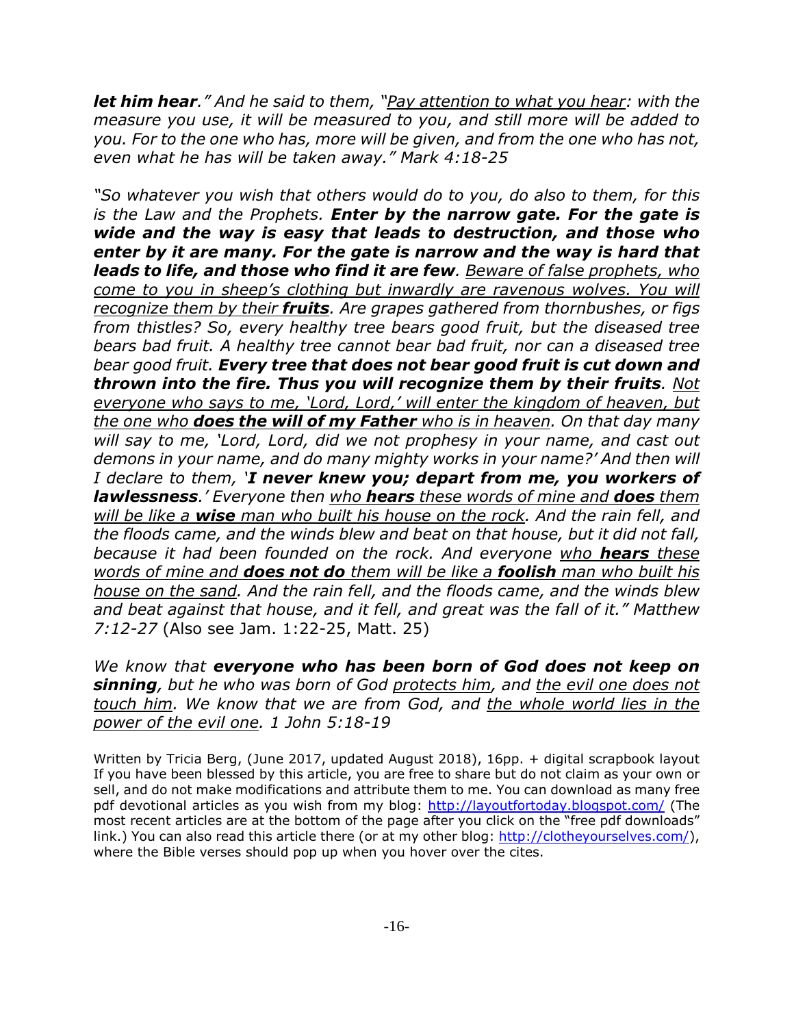***let him hear**." And he said to them, "<u>Pay attention to what you hear</u>: with the measure you use, it will be measured to you, and still more will be added to you. For to the one who has, more will be given, and from the one who has not, even what he has will be taken away." Mark 4:18-25*

*"So whatever you wish that others would do to you, do also to them, for this is the Law and the Prophets. **Enter by the narrow gate. For the gate is wide and the way is easy that leads to destruction, and those who enter by it are many. For the gate is narrow and the way is hard that leads to life, and those who find it are few**. <u>Beware of false prophets, who come to you in sheep's clothing but inwardly are ravenous wolves. You will recognize them by their **fruits**</u>. Are grapes gathered from thornbushes, or figs from thistles? So, every healthy tree bears good fruit, but the diseased tree bears bad fruit. A healthy tree cannot bear bad fruit, nor can a diseased tree bear good fruit. **Every tree that does not bear good fruit is cut down and thrown into the fire. Thus you will recognize them by their fruits**. <u>Not everyone who says to me, 'Lord, Lord,' will enter the kingdom of heaven, but the one who **does the will of my Father** who is in heaven</u>. On that day many will say to me, 'Lord, Lord, did we not prophesy in your name, and cast out demons in your name, and do many mighty works in your name?' And then will I declare to them, '**I never knew you; depart from me, you workers of lawlessness**.' Everyone then <u>who **hears** these words of mine and **does** them will be like a **wise** man who built his house on the rock</u>. And the rain fell, and the floods came, and the winds blew and beat on that house, but it did not fall, because it had been founded on the rock. And everyone <u>who **hears** these words of mine and **does not do** them will be like a **foolish** man who built his house on the sand</u>. And the rain fell, and the floods came, and the winds blew and beat against that house, and it fell, and great was the fall of it." Matthew 7:12-27* (Also see Jam. 1:22-25, Matt. 25)

*We know that **everyone who has been born of God does not keep on sinning**, but he who was born of God <u>protects him</u>, and <u>the evil one does not touch him</u>. We know that we are from God, and <u>the whole world lies in the power of the evil one</u>. 1 John 5:18-19*

Written by Tricia Berg, (June 2017, updated August 2018), 16pp. + digital scrapbook layout If you have been blessed by this article, you are free to share but do not claim as your own or sell, and do not make modifications and attribute them to me. You can download as many free pdf devotional articles as you wish from my blog: http://layoutfortoday.blogspot.com/ (The most recent articles are at the bottom of the page after you click on the "free pdf downloads" link.) You can also read this article there (or at my other blog: http://clotheyourselves.com/), where the Bible verses should pop up when you hover over the cites.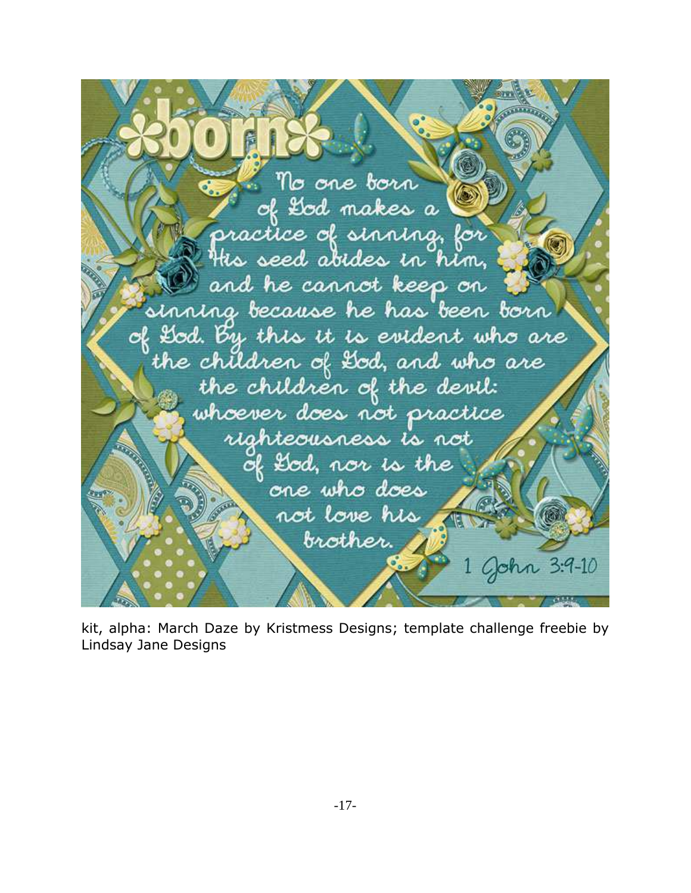born

No one born of God makes a practice of sinning, for His seed abides in him, and he cannot keep on sinning because he has been born of God. By this it is evident who are the children of God, and who are the children of the devil: whoever does not practice righteousness is not of God, nor is the one who does not love his brother.

1 John 3:9-10

kit, alpha: March Daze by Kristmess Designs; template challenge freebie by Lindsay Jane Designs